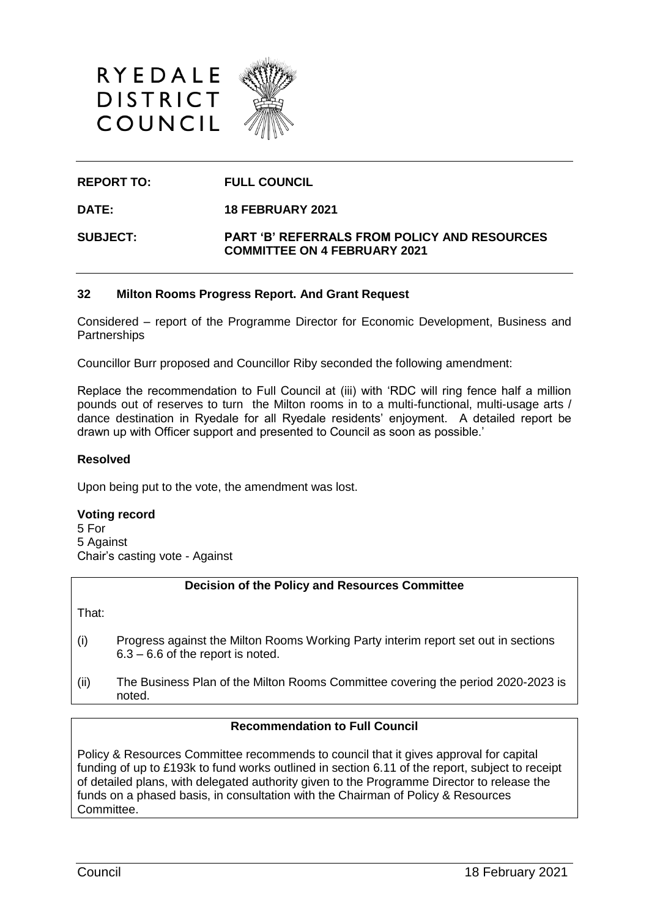RYEDALE DISTRICT COUNCIL

**REPORT TO:** **FULL COUNCIL**

**DATE:** **18 FEBRUARY 2021**

**SUBJECT:** **PART 'B' REFERRALS FROM POLICY AND RESOURCES COMMITTEE ON 4 FEBRUARY 2021**

### 32 Milton Rooms Progress Report. And Grant Request

Considered – report of the Programme Director for Economic Development, Business and Partnerships

Councillor Burr proposed and Councillor Riby seconded the following amendment:

Replace the recommendation to Full Council at (iii) with 'RDC will ring fence half a million pounds out of reserves to turn the Milton rooms in to a multi-functional, multi-usage arts / dance destination in Ryedale for all Ryedale residents' enjoyment. A detailed report be drawn up with Officer support and presented to Council as soon as possible.'

**Resolved**

Upon being put to the vote, the amendment was lost.

**Voting record**
5 For
5 Against
Chair's casting vote - Against

**Decision of the Policy and Resources Committee**

That:

(i) Progress against the Milton Rooms Working Party interim report set out in sections 6.3 – 6.6 of the report is noted.

(ii) The Business Plan of the Milton Rooms Committee covering the period 2020-2023 is noted.

**Recommendation to Full Council**

Policy & Resources Committee recommends to council that it gives approval for capital funding of up to £193k to fund works outlined in section 6.11 of the report, subject to receipt of detailed plans, with delegated authority given to the Programme Director to release the funds on a phased basis, in consultation with the Chairman of Policy & Resources Committee.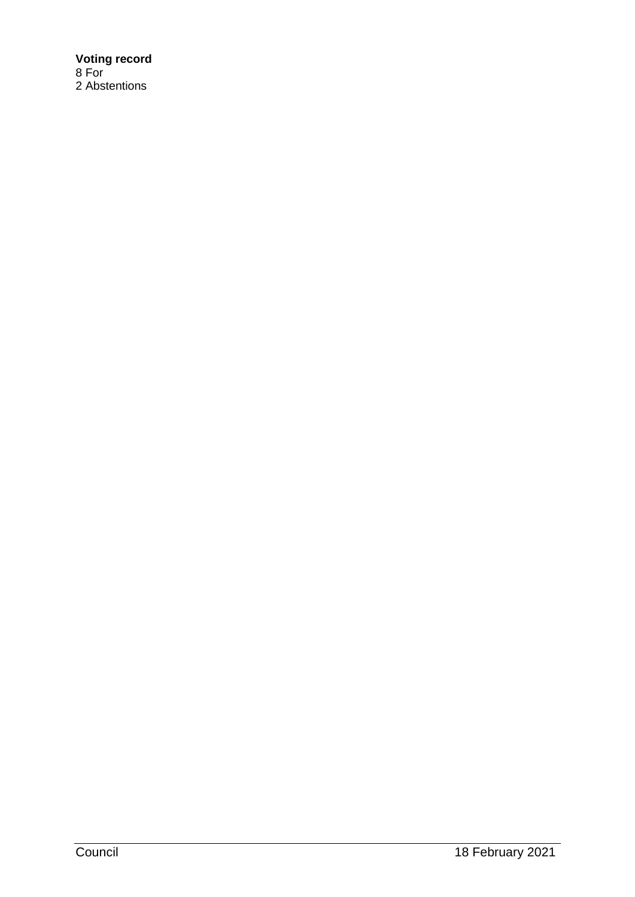**Voting record**
8 For
2 Abstentions